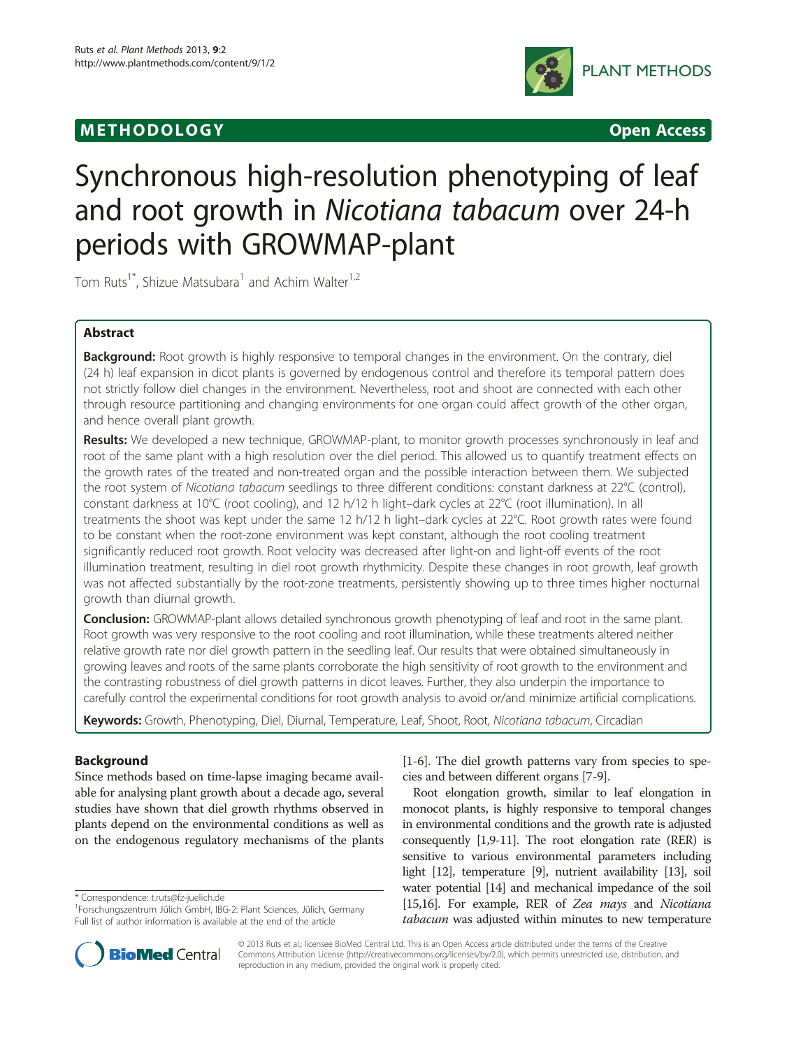**METHODOLOGY** **Open Access**

# Synchronous high-resolution phenotyping of leaf and root growth in *Nicotiana tabacum* over 24-h periods with GROWMAP-plant

Tom Ruts[1*], Shizue Matsubara[1] and Achim Walter[1,2]

## Abstract

**Background:** Root growth is highly responsive to temporal changes in the environment. On the contrary, diel (24 h) leaf expansion in dicot plants is governed by endogenous control and therefore its temporal pattern does not strictly follow diel changes in the environment. Nevertheless, root and shoot are connected with each other through resource partitioning and changing environments for one organ could affect growth of the other organ, and hence overall plant growth.

**Results:** We developed a new technique, GROWMAP-plant, to monitor growth processes synchronously in leaf and root of the same plant with a high resolution over the diel period. This allowed us to quantify treatment effects on the growth rates of the treated and non-treated organ and the possible interaction between them. We subjected the root system of *Nicotiana tabacum* seedlings to three different conditions: constant darkness at 22°C (control), constant darkness at 10°C (root cooling), and 12 h/12 h light–dark cycles at 22°C (root illumination). In all treatments the shoot was kept under the same 12 h/12 h light–dark cycles at 22°C. Root growth rates were found to be constant when the root-zone environment was kept constant, although the root cooling treatment significantly reduced root growth. Root velocity was decreased after light-on and light-off events of the root illumination treatment, resulting in diel root growth rhythmicity. Despite these changes in root growth, leaf growth was not affected substantially by the root-zone treatments, persistently showing up to three times higher nocturnal growth than diurnal growth.

**Conclusion:** GROWMAP-plant allows detailed synchronous growth phenotyping of leaf and root in the same plant. Root growth was very responsive to the root cooling and root illumination, while these treatments altered neither relative growth rate nor diel growth pattern in the seedling leaf. Our results that were obtained simultaneously in growing leaves and roots of the same plants corroborate the high sensitivity of root growth to the environment and the contrasting robustness of diel growth patterns in dicot leaves. Further, they also underpin the importance to carefully control the experimental conditions for root growth analysis to avoid or/and minimize artificial complications.

**Keywords:** Growth, Phenotyping, Diel, Diurnal, Temperature, Leaf, Shoot, Root, *Nicotiana tabacum*, Circadian

## Background

Since methods based on time-lapse imaging became available for analysing plant growth about a decade ago, several studies have shown that diel growth rhythms observed in plants depend on the environmental conditions as well as on the endogenous regulatory mechanisms of the plants [1-6]. The diel growth patterns vary from species to species and between different organs [7-9].

Root elongation growth, similar to leaf elongation in monocot plants, is highly responsive to temporal changes in environmental conditions and the growth rate is adjusted consequently [1,9-11]. The root elongation rate (RER) is sensitive to various environmental parameters including light [12], temperature [9], nutrient availability [13], soil water potential [14] and mechanical impedance of the soil [15,16]. For example, RER of *Zea mays* and *Nicotiana tabacum* was adjusted within minutes to new temperature

\* Correspondence: t.ruts@fz-juelich.de
[1]Forschungszentrum Jülich GmbH, IBG-2: Plant Sciences, Jülich, Germany
Full list of author information is available at the end of the article

© 2013 Ruts et al.; licensee BioMed Central Ltd. This is an Open Access article distributed under the terms of the Creative Commons Attribution License (http://creativecommons.org/licenses/by/2.0), which permits unrestricted use, distribution, and reproduction in any medium, provided the original work is properly cited.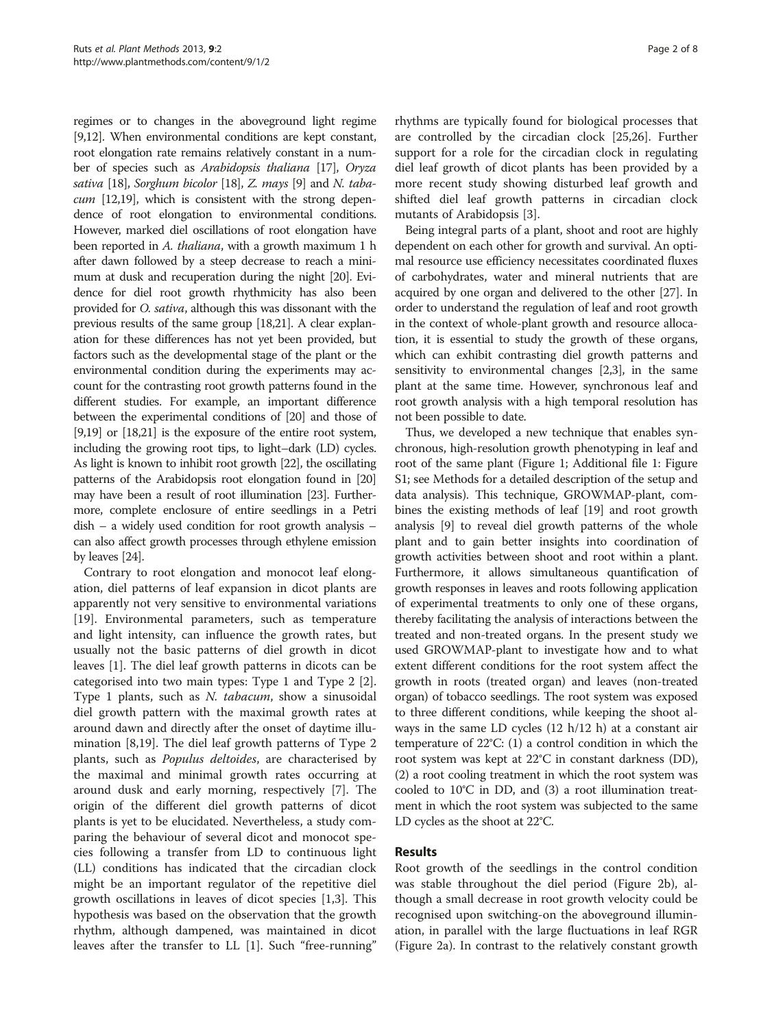regimes or to changes in the aboveground light regime [9,12]. When environmental conditions are kept constant, root elongation rate remains relatively constant in a number of species such as *Arabidopsis thaliana* [17], *Oryza sativa* [18], *Sorghum bicolor* [18], *Z. mays* [9] and *N. tabacum* [12,19], which is consistent with the strong dependence of root elongation to environmental conditions. However, marked diel oscillations of root elongation have been reported in *A. thaliana*, with a growth maximum 1 h after dawn followed by a steep decrease to reach a minimum at dusk and recuperation during the night [20]. Evidence for diel root growth rhythmicity has also been provided for *O. sativa*, although this was dissonant with the previous results of the same group [18,21]. A clear explanation for these differences has not yet been provided, but factors such as the developmental stage of the plant or the environmental condition during the experiments may account for the contrasting root growth patterns found in the different studies. For example, an important difference between the experimental conditions of [20] and those of [9,19] or [18,21] is the exposure of the entire root system, including the growing root tips, to light–dark (LD) cycles. As light is known to inhibit root growth [22], the oscillating patterns of the Arabidopsis root elongation found in [20] may have been a result of root illumination [23]. Furthermore, complete enclosure of entire seedlings in a Petri dish – a widely used condition for root growth analysis – can also affect growth processes through ethylene emission by leaves [24].

Contrary to root elongation and monocot leaf elongation, diel patterns of leaf expansion in dicot plants are apparently not very sensitive to environmental variations [19]. Environmental parameters, such as temperature and light intensity, can influence the growth rates, but usually not the basic patterns of diel growth in dicot leaves [1]. The diel leaf growth patterns in dicots can be categorised into two main types: Type 1 and Type 2 [2]. Type 1 plants, such as *N. tabacum*, show a sinusoidal diel growth pattern with the maximal growth rates at around dawn and directly after the onset of daytime illumination [8,19]. The diel leaf growth patterns of Type 2 plants, such as *Populus deltoides*, are characterised by the maximal and minimal growth rates occurring at around dusk and early morning, respectively [7]. The origin of the different diel growth patterns of dicot plants is yet to be elucidated. Nevertheless, a study comparing the behaviour of several dicot and monocot species following a transfer from LD to continuous light (LL) conditions has indicated that the circadian clock might be an important regulator of the repetitive diel growth oscillations in leaves of dicot species [1,3]. This hypothesis was based on the observation that the growth rhythm, although dampened, was maintained in dicot leaves after the transfer to LL [1]. Such "free-running" rhythms are typically found for biological processes that are controlled by the circadian clock [25,26]. Further support for a role for the circadian clock in regulating diel leaf growth of dicot plants has been provided by a more recent study showing disturbed leaf growth and shifted diel leaf growth patterns in circadian clock mutants of Arabidopsis [3].

Being integral parts of a plant, shoot and root are highly dependent on each other for growth and survival. An optimal resource use efficiency necessitates coordinated fluxes of carbohydrates, water and mineral nutrients that are acquired by one organ and delivered to the other [27]. In order to understand the regulation of leaf and root growth in the context of whole-plant growth and resource allocation, it is essential to study the growth of these organs, which can exhibit contrasting diel growth patterns and sensitivity to environmental changes [2,3], in the same plant at the same time. However, synchronous leaf and root growth analysis with a high temporal resolution has not been possible to date.

Thus, we developed a new technique that enables synchronous, high-resolution growth phenotyping in leaf and root of the same plant (Figure 1; Additional file 1: Figure S1; see Methods for a detailed description of the setup and data analysis). This technique, GROWMAP-plant, combines the existing methods of leaf [19] and root growth analysis [9] to reveal diel growth patterns of the whole plant and to gain better insights into coordination of growth activities between shoot and root within a plant. Furthermore, it allows simultaneous quantification of growth responses in leaves and roots following application of experimental treatments to only one of these organs, thereby facilitating the analysis of interactions between the treated and non-treated organs. In the present study we used GROWMAP-plant to investigate how and to what extent different conditions for the root system affect the growth in roots (treated organ) and leaves (non-treated organ) of tobacco seedlings. The root system was exposed to three different conditions, while keeping the shoot always in the same LD cycles (12 h/12 h) at a constant air temperature of 22°C: (1) a control condition in which the root system was kept at 22°C in constant darkness (DD), (2) a root cooling treatment in which the root system was cooled to 10°C in DD, and (3) a root illumination treatment in which the root system was subjected to the same LD cycles as the shoot at 22°C.

## Results

Root growth of the seedlings in the control condition was stable throughout the diel period (Figure 2b), although a small decrease in root growth velocity could be recognised upon switching-on the aboveground illumination, in parallel with the large fluctuations in leaf RGR (Figure 2a). In contrast to the relatively constant growth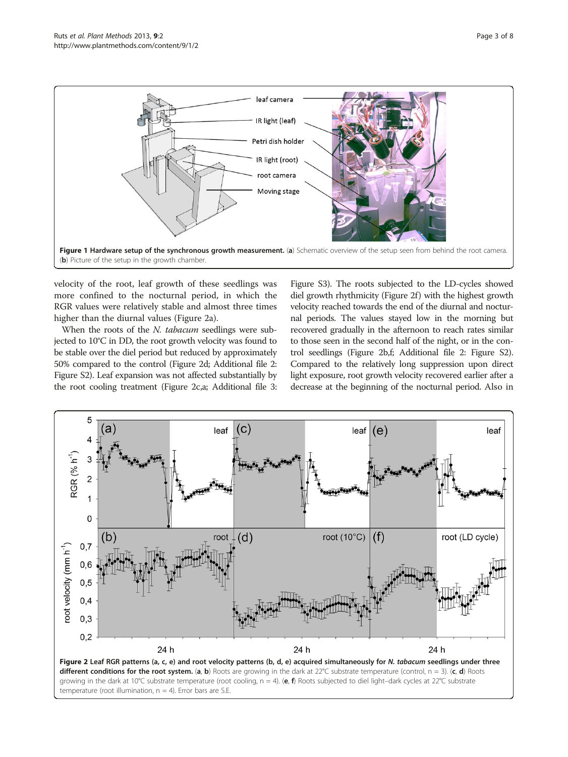leaf camera
IR light (leaf)
Petri dish holder
IR light (root)
root camera
Moving stage

**Figure 1 Hardware setup of the synchronous growth measurement.** (**a**) Schematic overview of the setup seen from behind the root camera. (**b**) Picture of the setup in the growth chamber.

velocity of the root, leaf growth of these seedlings was more confined to the nocturnal period, in which the RGR values were relatively stable and almost three times higher than the diurnal values (Figure 2a).

When the roots of the *N. tabacum* seedlings were subjected to 10°C in DD, the root growth velocity was found to be stable over the diel period but reduced by approximately 50% compared to the control (Figure 2d; Additional file 2: Figure S2). Leaf expansion was not affected substantially by the root cooling treatment (Figure 2c,a; Additional file 3: Figure S3). The roots subjected to the LD-cycles showed diel growth rhythmicity (Figure 2f) with the highest growth velocity reached towards the end of the diurnal and nocturnal periods. The values stayed low in the morning but recovered gradually in the afternoon to reach rates similar to those seen in the second half of the night, or in the control seedlings (Figure 2b,f; Additional file 2: Figure S2). Compared to the relatively long suppression upon direct light exposure, root growth velocity recovered earlier after a decrease at the beginning of the nocturnal period. Also in

(a) leaf
(c) leaf
(e) leaf
RGR (% h$^{-1}$)
5
4
3
2
1
0
(b) root
(d) root (10°C)
(f) root (LD cycle)
root velocity (mm h$^{-1}$)
0,7
0,6
0,5
0,4
0,3
0,2
24 h
24 h
24 h

**Figure 2 Leaf RGR patterns (a, c, e) and root velocity patterns (b, d, e) acquired simultaneously for *N. tabacum* seedlings under three different conditions for the root system.** (**a**, **b**) Roots are growing in the dark at 22°C substrate temperature (control, n = 3). (**c**, **d**) Roots growing in the dark at 10°C substrate temperature (root cooling, n = 4). (**e**, **f**) Roots subjected to diel light–dark cycles at 22°C substrate temperature (root illumination, n = 4). Error bars are S.E.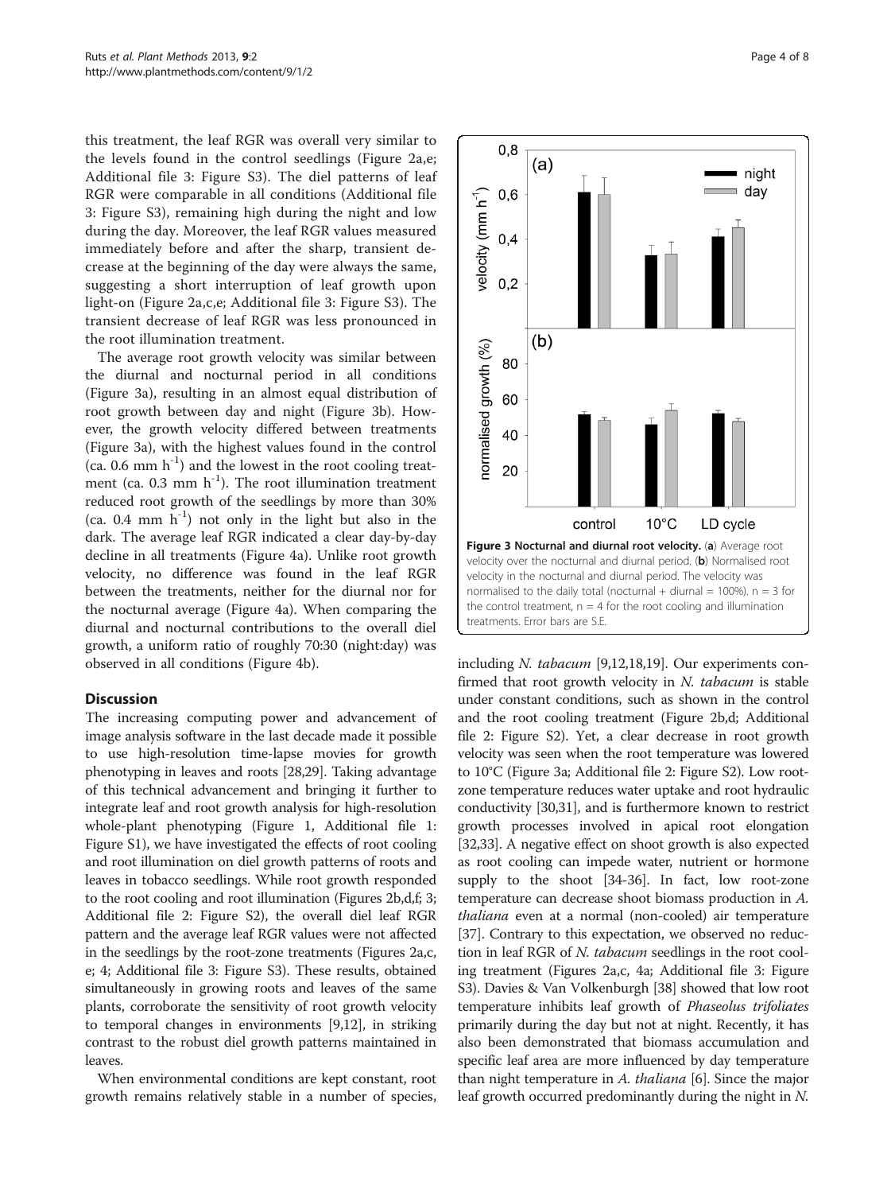this treatment, the leaf RGR was overall very similar to the levels found in the control seedlings (Figure 2a,e; Additional file 3: Figure S3). The diel patterns of leaf RGR were comparable in all conditions (Additional file 3: Figure S3), remaining high during the night and low during the day. Moreover, the leaf RGR values measured immediately before and after the sharp, transient decrease at the beginning of the day were always the same, suggesting a short interruption of leaf growth upon light-on (Figure 2a,c,e; Additional file 3: Figure S3). The transient decrease of leaf RGR was less pronounced in the root illumination treatment.

The average root growth velocity was similar between the diurnal and nocturnal period in all conditions (Figure 3a), resulting in an almost equal distribution of root growth between day and night (Figure 3b). However, the growth velocity differed between treatments (Figure 3a), with the highest values found in the control (ca. 0.6 mm $h^{-1}$) and the lowest in the root cooling treatment (ca. 0.3 mm $h^{-1}$). The root illumination treatment reduced root growth of the seedlings by more than 30% (ca. 0.4 mm $h^{-1}$) not only in the light but also in the dark. The average leaf RGR indicated a clear day-by-day decline in all treatments (Figure 4a). Unlike root growth velocity, no difference was found in the leaf RGR between the treatments, neither for the diurnal nor for the nocturnal average (Figure 4a). When comparing the diurnal and nocturnal contributions to the overall diel growth, a uniform ratio of roughly 70:30 (night:day) was observed in all conditions (Figure 4b).

## Discussion

The increasing computing power and advancement of image analysis software in the last decade made it possible to use high-resolution time-lapse movies for growth phenotyping in leaves and roots [28,29]. Taking advantage of this technical advancement and bringing it further to integrate leaf and root growth analysis for high-resolution whole-plant phenotyping (Figure 1, Additional file 1: Figure S1), we have investigated the effects of root cooling and root illumination on diel growth patterns of roots and leaves in tobacco seedlings. While root growth responded to the root cooling and root illumination (Figures 2b,d,f; 3; Additional file 2: Figure S2), the overall diel leaf RGR pattern and the average leaf RGR values were not affected in the seedlings by the root-zone treatments (Figures 2a,c, e; 4; Additional file 3: Figure S3). These results, obtained simultaneously in growing roots and leaves of the same plants, corroborate the sensitivity of root growth velocity to temporal changes in environments [9,12], in striking contrast to the robust diel growth patterns maintained in leaves.

When environmental conditions are kept constant, root growth remains relatively stable in a number of species, including *N. tabacum* [9,12,18,19]. Our experiments confirmed that root growth velocity in *N. tabacum* is stable under constant conditions, such as shown in the control and the root cooling treatment (Figure 2b,d; Additional file 2: Figure S2). Yet, a clear decrease in root growth velocity was seen when the root temperature was lowered to 10°C (Figure 3a; Additional file 2: Figure S2). Low root-zone temperature reduces water uptake and root hydraulic conductivity [30,31], and is furthermore known to restrict growth processes involved in apical root elongation [32,33]. A negative effect on shoot growth is also expected as root cooling can impede water, nutrient or hormone supply to the shoot [34-36]. In fact, low root-zone temperature can decrease shoot biomass production in *A. thaliana* even at a normal (non-cooled) air temperature [37]. Contrary to this expectation, we observed no reduction in leaf RGR of *N. tabacum* seedlings in the root cooling treatment (Figures 2a,c, 4a; Additional file 3: Figure S3). Davies & Van Volkenburgh [38] showed that low root temperature inhibits leaf growth of *Phaseolus trifoliates* primarily during the day but not at night. Recently, it has also been demonstrated that biomass accumulation and specific leaf area are more influenced by day temperature than night temperature in *A. thaliana* [6]. Since the major leaf growth occurred predominantly during the night in *N.*

(a)
velocity (mm $h^{-1}$)
0,8
0,6
0,4
0,2
night
day

(b)
normalised growth (%)
80
60
40
20
control
10°C
LD cycle

**Figure 3 Nocturnal and diurnal root velocity.** (**a**) Average root velocity over the nocturnal and diurnal period. (**b**) Normalised root velocity in the nocturnal and diurnal period. The velocity was normalised to the daily total (nocturnal + diurnal = 100%). n = 3 for the control treatment, n = 4 for the root cooling and illumination treatments. Error bars are S.E.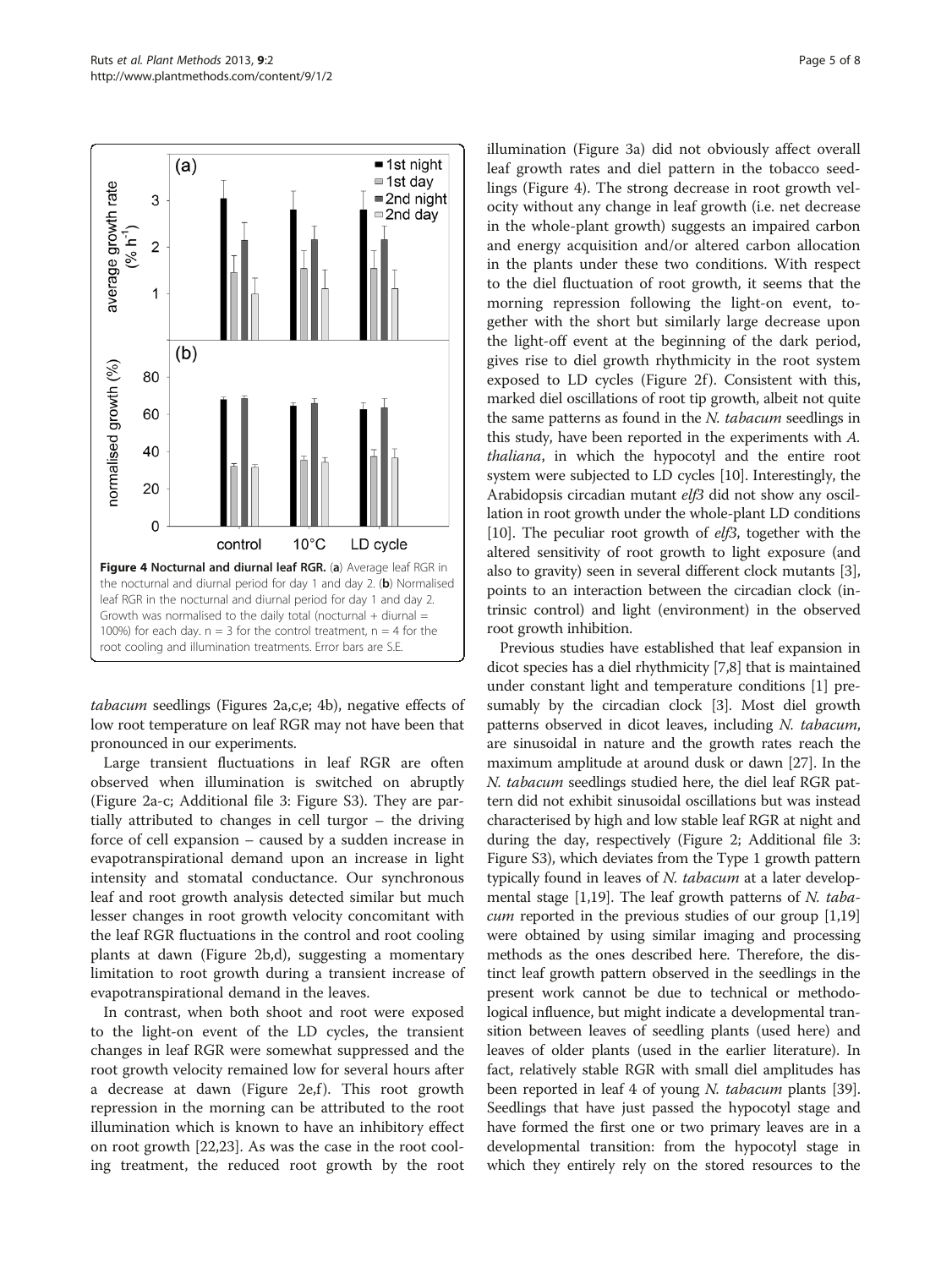(a)

1st night
1st day
2nd night
2nd day

average growth rate (% h$^{-1}$)

3
2
1

(b)

normalised growth (%)

80
60
40
20
0

control
10°C
LD cycle

**Figure 4 Nocturnal and diurnal leaf RGR.** (**a**) Average leaf RGR in the nocturnal and diurnal period for day 1 and day 2. (**b**) Normalised leaf RGR in the nocturnal and diurnal period for day 1 and day 2. Growth was normalised to the daily total (nocturnal + diurnal = 100%) for each day. n = 3 for the control treatment, n = 4 for the root cooling and illumination treatments. Error bars are S.E.

*tabacum* seedlings (Figures 2a,c,e; 4b), negative effects of low root temperature on leaf RGR may not have been that pronounced in our experiments.

Large transient fluctuations in leaf RGR are often observed when illumination is switched on abruptly (Figure 2a-c; Additional file 3: Figure S3). They are partially attributed to changes in cell turgor – the driving force of cell expansion – caused by a sudden increase in evapotranspirational demand upon an increase in light intensity and stomatal conductance. Our synchronous leaf and root growth analysis detected similar but much lesser changes in root growth velocity concomitant with the leaf RGR fluctuations in the control and root cooling plants at dawn (Figure 2b,d), suggesting a momentary limitation to root growth during a transient increase of evapotranspirational demand in the leaves.

In contrast, when both shoot and root were exposed to the light-on event of the LD cycles, the transient changes in leaf RGR were somewhat suppressed and the root growth velocity remained low for several hours after a decrease at dawn (Figure 2e,f). This root growth repression in the morning can be attributed to the root illumination which is known to have an inhibitory effect on root growth [22,23]. As was the case in the root cooling treatment, the reduced root growth by the root illumination (Figure 3a) did not obviously affect overall leaf growth rates and diel pattern in the tobacco seedlings (Figure 4). The strong decrease in root growth velocity without any change in leaf growth (i.e. net decrease in the whole-plant growth) suggests an impaired carbon and energy acquisition and/or altered carbon allocation in the plants under these two conditions. With respect to the diel fluctuation of root growth, it seems that the morning repression following the light-on event, together with the short but similarly large decrease upon the light-off event at the beginning of the dark period, gives rise to diel growth rhythmicity in the root system exposed to LD cycles (Figure 2f). Consistent with this, marked diel oscillations of root tip growth, albeit not quite the same patterns as found in the *N. tabacum* seedlings in this study, have been reported in the experiments with *A. thaliana*, in which the hypocotyl and the entire root system were subjected to LD cycles [10]. Interestingly, the Arabidopsis circadian mutant *elf3* did not show any oscillation in root growth under the whole-plant LD conditions [10]. The peculiar root growth of *elf3*, together with the altered sensitivity of root growth to light exposure (and also to gravity) seen in several different clock mutants [3], points to an interaction between the circadian clock (intrinsic control) and light (environment) in the observed root growth inhibition.

Previous studies have established that leaf expansion in dicot species has a diel rhythmicity [7,8] that is maintained under constant light and temperature conditions [1] presumably by the circadian clock [3]. Most diel growth patterns observed in dicot leaves, including *N. tabacum*, are sinusoidal in nature and the growth rates reach the maximum amplitude at around dusk or dawn [27]. In the *N. tabacum* seedlings studied here, the diel leaf RGR pattern did not exhibit sinusoidal oscillations but was instead characterised by high and low stable leaf RGR at night and during the day, respectively (Figure 2; Additional file 3: Figure S3), which deviates from the Type 1 growth pattern typically found in leaves of *N. tabacum* at a later developmental stage [1,19]. The leaf growth patterns of *N. tabacum* reported in the previous studies of our group [1,19] were obtained by using similar imaging and processing methods as the ones described here. Therefore, the distinct leaf growth pattern observed in the seedlings in the present work cannot be due to technical or methodological influence, but might indicate a developmental transition between leaves of seedling plants (used here) and leaves of older plants (used in the earlier literature). In fact, relatively stable RGR with small diel amplitudes has been reported in leaf 4 of young *N. tabacum* plants [39]. Seedlings that have just passed the hypocotyl stage and have formed the first one or two primary leaves are in a developmental transition: from the hypocotyl stage in which they entirely rely on the stored resources to the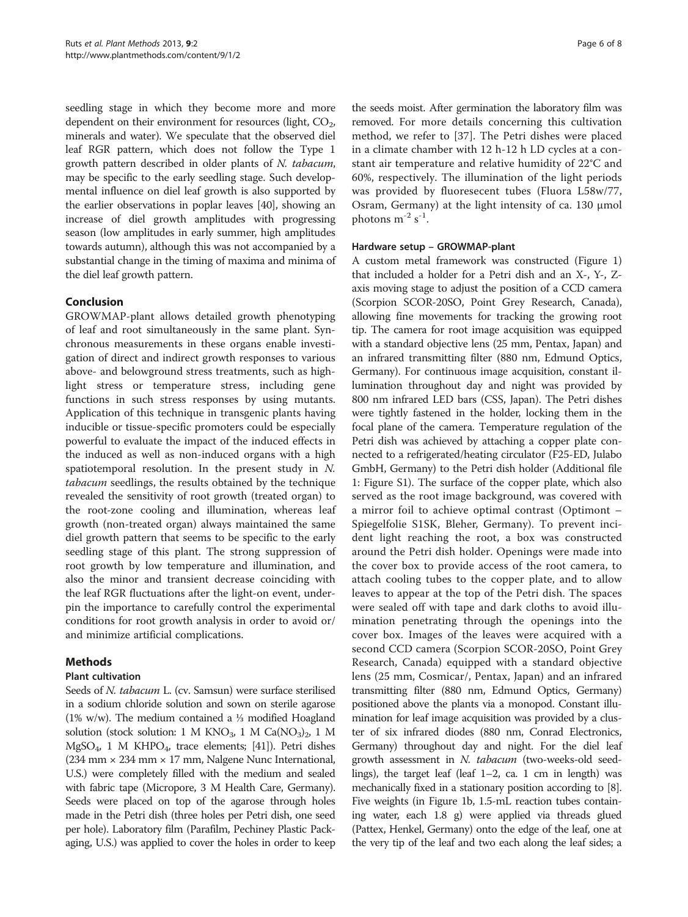seedling stage in which they become more and more dependent on their environment for resources (light, $CO_2$, minerals and water). We speculate that the observed diel leaf RGR pattern, which does not follow the Type 1 growth pattern described in older plants of *N. tabacum*, may be specific to the early seedling stage. Such developmental influence on diel leaf growth is also supported by the earlier observations in poplar leaves [40], showing an increase of diel growth amplitudes with progressing season (low amplitudes in early summer, high amplitudes towards autumn), although this was not accompanied by a substantial change in the timing of maxima and minima of the diel leaf growth pattern.

## Conclusion

GROWMAP-plant allows detailed growth phenotyping of leaf and root simultaneously in the same plant. Synchronous measurements in these organs enable investigation of direct and indirect growth responses to various above- and belowground stress treatments, such as high-light stress or temperature stress, including gene functions in such stress responses by using mutants. Application of this technique in transgenic plants having inducible or tissue-specific promoters could be especially powerful to evaluate the impact of the induced effects in the induced as well as non-induced organs with a high spatiotemporal resolution. In the present study in *N. tabacum* seedlings, the results obtained by the technique revealed the sensitivity of root growth (treated organ) to the root-zone cooling and illumination, whereas leaf growth (non-treated organ) always maintained the same diel growth pattern that seems to be specific to the early seedling stage of this plant. The strong suppression of root growth by low temperature and illumination, and also the minor and transient decrease coinciding with the leaf RGR fluctuations after the light-on event, underpin the importance to carefully control the experimental conditions for root growth analysis in order to avoid or/ and minimize artificial complications.

## Methods

### Plant cultivation

Seeds of *N. tabacum* L. (cv. Samsun) were surface sterilised in a sodium chloride solution and sown on sterile agarose (1% w/w). The medium contained a ⅓ modified Hoagland solution (stock solution: 1 M $KNO_3$, 1 M $Ca(NO_3)_2$, 1 M $MgSO_4$, 1 M $KHPO_4$, trace elements; [41]). Petri dishes (234 mm × 234 mm × 17 mm, Nalgene Nunc International, U.S.) were completely filled with the medium and sealed with fabric tape (Micropore, 3 M Health Care, Germany). Seeds were placed on top of the agarose through holes made in the Petri dish (three holes per Petri dish, one seed per hole). Laboratory film (Parafilm, Pechiney Plastic Packaging, U.S.) was applied to cover the holes in order to keep the seeds moist. After germination the laboratory film was removed. For more details concerning this cultivation method, we refer to [37]. The Petri dishes were placed in a climate chamber with 12 h-12 h LD cycles at a constant air temperature and relative humidity of 22°C and 60%, respectively. The illumination of the light periods was provided by fluoresecent tubes (Fluora L58w/77, Osram, Germany) at the light intensity of ca. 130 µmol photons $m^{-2}$ $s^{-1}$.

### Hardware setup – GROWMAP-plant

A custom metal framework was constructed (Figure 1) that included a holder for a Petri dish and an X-, Y-, Z-axis moving stage to adjust the position of a CCD camera (Scorpion SCOR-20SO, Point Grey Research, Canada), allowing fine movements for tracking the growing root tip. The camera for root image acquisition was equipped with a standard objective lens (25 mm, Pentax, Japan) and an infrared transmitting filter (880 nm, Edmund Optics, Germany). For continuous image acquisition, constant illumination throughout day and night was provided by 800 nm infrared LED bars (CSS, Japan). The Petri dishes were tightly fastened in the holder, locking them in the focal plane of the camera. Temperature regulation of the Petri dish was achieved by attaching a copper plate connected to a refrigerated/heating circulator (F25-ED, Julabo GmbH, Germany) to the Petri dish holder (Additional file 1: Figure S1). The surface of the copper plate, which also served as the root image background, was covered with a mirror foil to achieve optimal contrast (Optimont – Spiegelfolie S1SK, Bleher, Germany). To prevent incident light reaching the root, a box was constructed around the Petri dish holder. Openings were made into the cover box to provide access of the root camera, to attach cooling tubes to the copper plate, and to allow leaves to appear at the top of the Petri dish. The spaces were sealed off with tape and dark cloths to avoid illumination penetrating through the openings into the cover box. Images of the leaves were acquired with a second CCD camera (Scorpion SCOR-20SO, Point Grey Research, Canada) equipped with a standard objective lens (25 mm, Cosmicar/, Pentax, Japan) and an infrared transmitting filter (880 nm, Edmund Optics, Germany) positioned above the plants via a monopod. Constant illumination for leaf image acquisition was provided by a cluster of six infrared diodes (880 nm, Conrad Electronics, Germany) throughout day and night. For the diel leaf growth assessment in *N. tabacum* (two-weeks-old seedlings), the target leaf (leaf 1–2, ca. 1 cm in length) was mechanically fixed in a stationary position according to [8]. Five weights (in Figure 1b, 1.5-mL reaction tubes containing water, each 1.8 g) were applied via threads glued (Pattex, Henkel, Germany) onto the edge of the leaf, one at the very tip of the leaf and two each along the leaf sides; a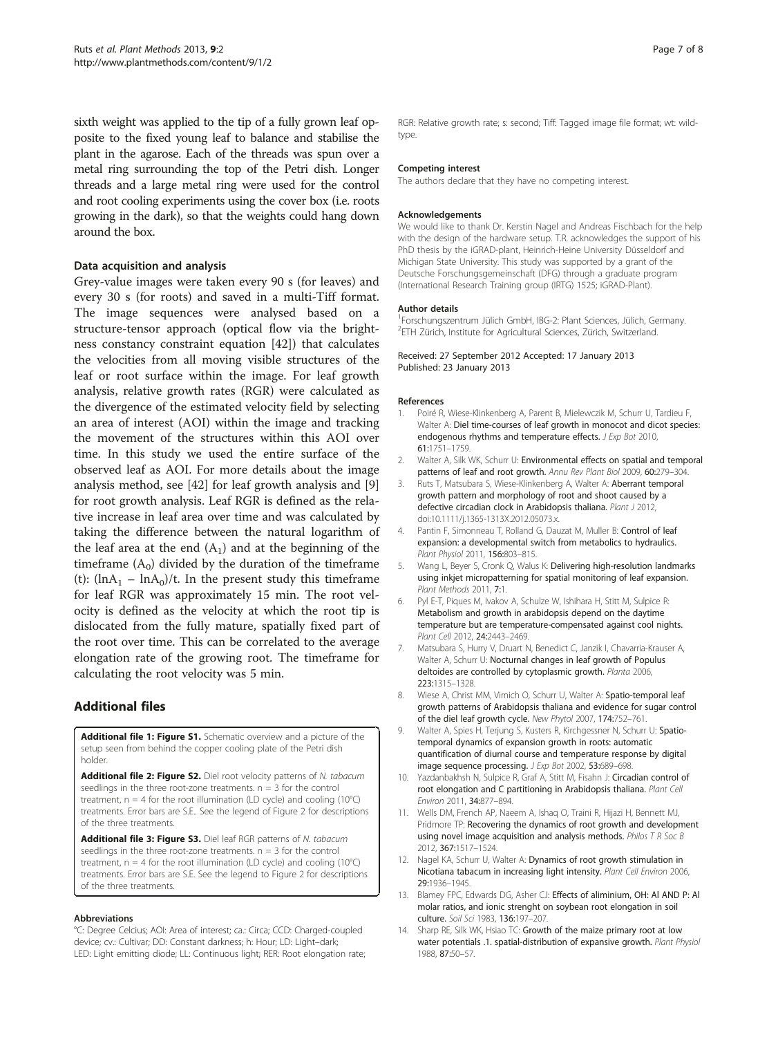sixth weight was applied to the tip of a fully grown leaf opposite to the fixed young leaf to balance and stabilise the plant in the agarose. Each of the threads was spun over a metal ring surrounding the top of the Petri dish. Longer threads and a large metal ring were used for the control and root cooling experiments using the cover box (i.e. roots growing in the dark), so that the weights could hang down around the box.

### Data acquisition and analysis

Grey-value images were taken every 90 s (for leaves) and every 30 s (for roots) and saved in a multi-Tiff format. The image sequences were analysed based on a structure-tensor approach (optical flow via the brightness constancy constraint equation [42]) that calculates the velocities from all moving visible structures of the leaf or root surface within the image. For leaf growth analysis, relative growth rates (RGR) were calculated as the divergence of the estimated velocity field by selecting an area of interest (AOI) within the image and tracking the movement of the structures within this AOI over time. In this study we used the entire surface of the observed leaf as AOI. For more details about the image analysis method, see [42] for leaf growth analysis and [9] for root growth analysis. Leaf RGR is defined as the relative increase in leaf area over time and was calculated by taking the difference between the natural logarithm of the leaf area at the end ($A_1$) and at the beginning of the timeframe ($A_0$) divided by the duration of the timeframe (t): $(\ln A_1 - \ln A_0)/t$. In the present study this timeframe for leaf RGR was approximately 15 min. The root velocity is defined as the velocity at which the root tip is dislocated from the fully mature, spatially fixed part of the root over time. This can be correlated to the average elongation rate of the growing root. The timeframe for calculating the root velocity was 5 min.

## Additional files

**Additional file 1: Figure S1.** Schematic overview and a picture of the setup seen from behind the copper cooling plate of the Petri dish holder.

**Additional file 2: Figure S2.** Diel root velocity patterns of *N. tabacum* seedlings in the three root-zone treatments. n = 3 for the control treatment, n = 4 for the root illumination (LD cycle) and cooling (10°C) treatments. Error bars are S.E.. See the legend of Figure 2 for descriptions of the three treatments.

**Additional file 3: Figure S3.** Diel leaf RGR patterns of *N. tabacum* seedlings in the three root-zone treatments. n = 3 for the control treatment, n = 4 for the root illumination (LD cycle) and cooling (10°C) treatments. Error bars are S.E. See the legend to Figure 2 for descriptions of the three treatments.

#### Abbreviations

°C: Degree Celcius; AOI: Area of interest; ca.: Circa; CCD: Charged-coupled device; cv.: Cultivar; DD: Constant darkness; h: Hour; LD: Light–dark; LED: Light emitting diode; LL: Continuous light; RER: Root elongation rate; RGR: Relative growth rate; s: second; Tiff: Tagged image file format; wt: wild-type.

#### Competing interest

The authors declare that they have no competing interest.

#### Acknowledgements

We would like to thank Dr. Kerstin Nagel and Andreas Fischbach for the help with the design of the hardware setup. T.R. acknowledges the support of his PhD thesis by the iGRAD-plant, Heinrich-Heine University Düsseldorf and Michigan State University. This study was supported by a grant of the Deutsche Forschungsgemeinschaft (DFG) through a graduate program (International Research Training group (IRTG) 1525; iGRAD-Plant).

#### Author details

[1]Forschungszentrum Jülich GmbH, IBG-2: Plant Sciences, Jülich, Germany. [2]ETH Zürich, Institute for Agricultural Sciences, Zürich, Switzerland.

Received: 27 September 2012 Accepted: 17 January 2013
Published: 23 January 2013

#### References

1. Poiré R, Wiese-Klinkenberg A, Parent B, Mielewczik M, Schurr U, Tardieu F, Walter A: **Diel time-courses of leaf growth in monocot and dicot species: endogenous rhythms and temperature effects.** *J Exp Bot* 2010, **61:**1751–1759.
2. Walter A, Silk WK, Schurr U: **Environmental effects on spatial and temporal patterns of leaf and root growth.** *Annu Rev Plant Biol* 2009, **60:**279–304.
3. Ruts T, Matsubara S, Wiese-Klinkenberg A, Walter A: **Aberrant temporal growth pattern and morphology of root and shoot caused by a defective circadian clock in Arabidopsis thaliana.** *Plant J* 2012, doi:10.1111/j.1365-313X.2012.05073.x.
4. Pantin F, Simonneau T, Rolland G, Dauzat M, Muller B: **Control of leaf expansion: a developmental switch from metabolics to hydraulics.** *Plant Physiol* 2011, **156:**803–815.
5. Wang L, Beyer S, Cronk Q, Walus K: **Delivering high-resolution landmarks using inkjet micropatterning for spatial monitoring of leaf expansion.** *Plant Methods* 2011, **7:**1.
6. Pyl E-T, Piques M, Ivakov A, Schulze W, Ishihara H, Stitt M, Sulpice R: **Metabolism and growth in arabidopsis depend on the daytime temperature but are temperature-compensated against cool nights.** *Plant Cell* 2012, **24:**2443–2469.
7. Matsubara S, Hurry V, Druart N, Benedict C, Janzik I, Chavarria-Krauser A, Walter A, Schurr U: **Nocturnal changes in leaf growth of Populus deltoides are controlled by cytoplasmic growth.** *Planta* 2006, **223:**1315–1328.
8. Wiese A, Christ MM, Virnich O, Schurr U, Walter A: **Spatio-temporal leaf growth patterns of Arabidopsis thaliana and evidence for sugar control of the diel leaf growth cycle.** *New Phytol* 2007, **174:**752–761.
9. Walter A, Spies H, Terjung S, Kusters R, Kirchgessner N, Schurr U: **Spatio-temporal dynamics of expansion growth in roots: automatic quantification of diurnal course and temperature response by digital image sequence processing.** *J Exp Bot* 2002, **53:**689–698.
10. Yazdanbakhsh N, Sulpice R, Graf A, Stitt M, Fisahn J: **Circadian control of root elongation and C partitioning in Arabidopsis thaliana.** *Plant Cell Environ* 2011, **34:**877–894.
11. Wells DM, French AP, Naeem A, Ishaq O, Traini R, Hijazi H, Bennett MJ, Pridmore TP: **Recovering the dynamics of root growth and development using novel image acquisition and analysis methods.** *Philos T R Soc B* 2012, **367:**1517–1524.
12. Nagel KA, Schurr U, Walter A: **Dynamics of root growth stimulation in Nicotiana tabacum in increasing light intensity.** *Plant Cell Environ* 2006, **29:**1936–1945.
13. Blamey FPC, Edwards DG, Asher CJ: **Effects of aliminium, OH: Al AND P: Al molar ratios, and ionic strenght on soybean root elongation in soil culture.** *Soil Sci* 1983, **136:**197–207.
14. Sharp RE, Silk WK, Hsiao TC: **Growth of the maize primary root at low water potentials .1. spatial-distribution of expansive growth.** *Plant Physiol* 1988, **87:**50–57.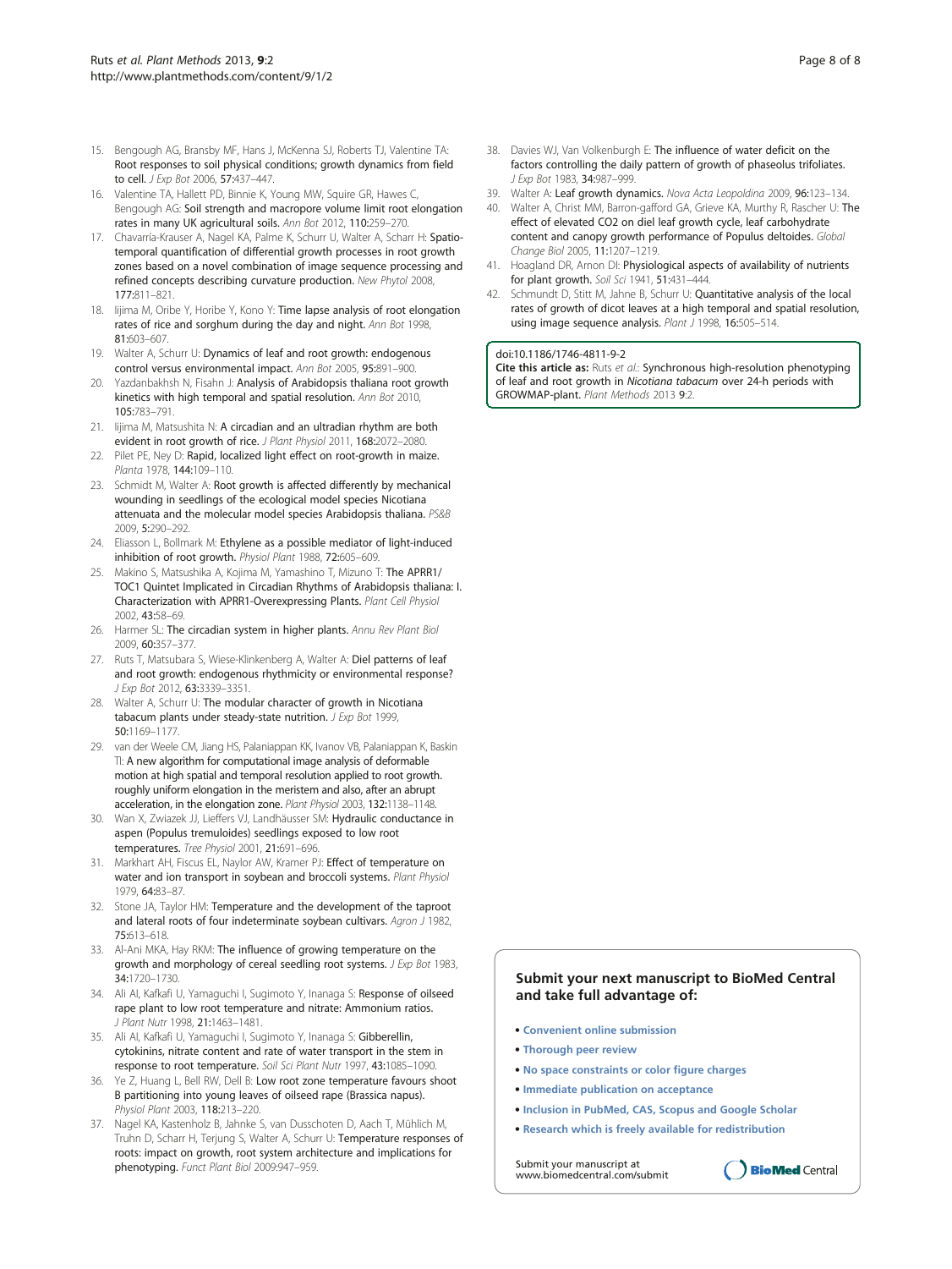15. Bengough AG, Bransby MF, Hans J, McKenna SJ, Roberts TJ, Valentine TA: Root responses to soil physical conditions; growth dynamics from field to cell. *J Exp Bot* 2006, **57**:437–447.
16. Valentine TA, Hallett PD, Binnie K, Young MW, Squire GR, Hawes C, Bengough AG: Soil strength and macropore volume limit root elongation rates in many UK agricultural soils. *Ann Bot* 2012, **110**:259–270.
17. Chavarría-Krauser A, Nagel KA, Palme K, Schurr U, Walter A, Scharr H: Spatio-temporal quantification of differential growth processes in root growth zones based on a novel combination of image sequence processing and refined concepts describing curvature production. *New Phytol* 2008, **177**:811–821.
18. Iijima M, Oribe Y, Horibe Y, Kono Y: Time lapse analysis of root elongation rates of rice and sorghum during the day and night. *Ann Bot* 1998, **81**:603–607.
19. Walter A, Schurr U: Dynamics of leaf and root growth: endogenous control versus environmental impact. *Ann Bot* 2005, **95**:891–900.
20. Yazdanbakhsh N, Fisahn J: Analysis of Arabidopsis thaliana root growth kinetics with high temporal and spatial resolution. *Ann Bot* 2010, **105**:783–791.
21. Iijima M, Matsushita N: A circadian and an ultradian rhythm are both evident in root growth of rice. *J Plant Physiol* 2011, **168**:2072–2080.
22. Pilet PE, Ney D: Rapid, localized light effect on root-growth in maize. *Planta* 1978, **144**:109–110.
23. Schmidt M, Walter A: Root growth is affected differently by mechanical wounding in seedlings of the ecological model species Nicotiana attenuata and the molecular model species Arabidopsis thaliana. *PS&B* 2009, **5**:290–292.
24. Eliasson L, Bollmark M: Ethylene as a possible mediator of light-induced inhibition of root growth. *Physiol Plant* 1988, **72**:605–609.
25. Makino S, Matsushika A, Kojima M, Yamashino T, Mizuno T: The APRR1/TOC1 Quintet Implicated in Circadian Rhythms of Arabidopsis thaliana: I. Characterization with APRR1-Overexpressing Plants. *Plant Cell Physiol* 2002, **43**:58–69.
26. Harmer SL: The circadian system in higher plants. *Annu Rev Plant Biol* 2009, **60**:357–377.
27. Ruts T, Matsubara S, Wiese-Klinkenberg A, Walter A: Diel patterns of leaf and root growth: endogenous rhythmicity or environmental response? *J Exp Bot* 2012, **63**:3339–3351.
28. Walter A, Schurr U: The modular character of growth in Nicotiana tabacum plants under steady-state nutrition. *J Exp Bot* 1999, **50**:1169–1177.
29. van der Weele CM, Jiang HS, Palaniappan KK, Ivanov VB, Palaniappan K, Baskin TI: A new algorithm for computational image analysis of deformable motion at high spatial and temporal resolution applied to root growth. roughly uniform elongation in the meristem and also, after an abrupt acceleration, in the elongation zone. *Plant Physiol* 2003, **132**:1138–1148.
30. Wan X, Zwiazek JJ, Lieffers VJ, Landhäusser SM: Hydraulic conductance in aspen (Populus tremuloides) seedlings exposed to low root temperatures. *Tree Physiol* 2001, **21**:691–696.
31. Markhart AH, Fiscus EL, Naylor AW, Kramer PJ: Effect of temperature on water and ion transport in soybean and broccoli systems. *Plant Physiol* 1979, **64**:83–87.
32. Stone JA, Taylor HM: Temperature and the development of the taproot and lateral roots of four indeterminate soybean cultivars. *Agron J* 1982, **75**:613–618.
33. Al-Ani MKA, Hay RKM: The influence of growing temperature on the growth and morphology of cereal seedling root systems. *J Exp Bot* 1983, **34**:1720–1730.
34. Ali AI, Kafkafi U, Yamaguchi I, Sugimoto Y, Inanaga S: Response of oilseed rape plant to low root temperature and nitrate: Ammonium ratios. *J Plant Nutr* 1998, **21**:1463–1481.
35. Ali AI, Kafkafi U, Yamaguchi I, Sugimoto Y, Inanaga S: Gibberellin, cytokinins, nitrate content and rate of water transport in the stem in response to root temperature. *Soil Sci Plant Nutr* 1997, **43**:1085–1090.
36. Ye Z, Huang L, Bell RW, Dell B: Low root zone temperature favours shoot B partitioning into young leaves of oilseed rape (Brassica napus). *Physiol Plant* 2003, **118**:213–220.
37. Nagel KA, Kastenholz B, Jahnke S, van Dusschoten D, Aach T, Mühlich M, Truhn D, Scharr H, Terjung S, Walter A, Schurr U: Temperature responses of roots: impact on growth, root system architecture and implications for phenotyping. *Funct Plant Biol* 2009:947–959.
38. Davies WJ, Van Volkenburgh E: The influence of water deficit on the factors controlling the daily pattern of growth of phaseolus trifoliates. *J Exp Bot* 1983, **34**:987–999.
39. Walter A: Leaf growth dynamics. *Nova Acta Leopoldina* 2009, **96**:123–134.
40. Walter A, Christ MM, Barron-gafford GA, Grieve KA, Murthy R, Rascher U: The effect of elevated CO2 on diel leaf growth cycle, leaf carbohydrate content and canopy growth performance of Populus deltoides. *Global Change Biol* 2005, **11**:1207–1219.
41. Hoagland DR, Arnon DI: Physiological aspects of availability of nutrients for plant growth. *Soil Sci* 1941, **51**:431–444.
42. Schmundt D, Stitt M, Jahne B, Schurr U: Quantitative analysis of the local rates of growth of dicot leaves at a high temporal and spatial resolution, using image sequence analysis. *Plant J* 1998, **16**:505–514.

doi:10.1186/1746-4811-9-2
**Cite this article as:** Ruts *et al.*: Synchronous high-resolution phenotyping of leaf and root growth in *Nicotiana tabacum* over 24-h periods with GROWMAP-plant. *Plant Methods* 2013 **9**:2.

**Submit your next manuscript to BioMed Central and take full advantage of:**

- **Convenient online submission**
- **Thorough peer review**
- **No space constraints or color figure charges**
- **Immediate publication on acceptance**
- **Inclusion in PubMed, CAS, Scopus and Google Scholar**
- **Research which is freely available for redistribution**

Submit your manuscript at
www.biomedcentral.com/submit

BioMed Central